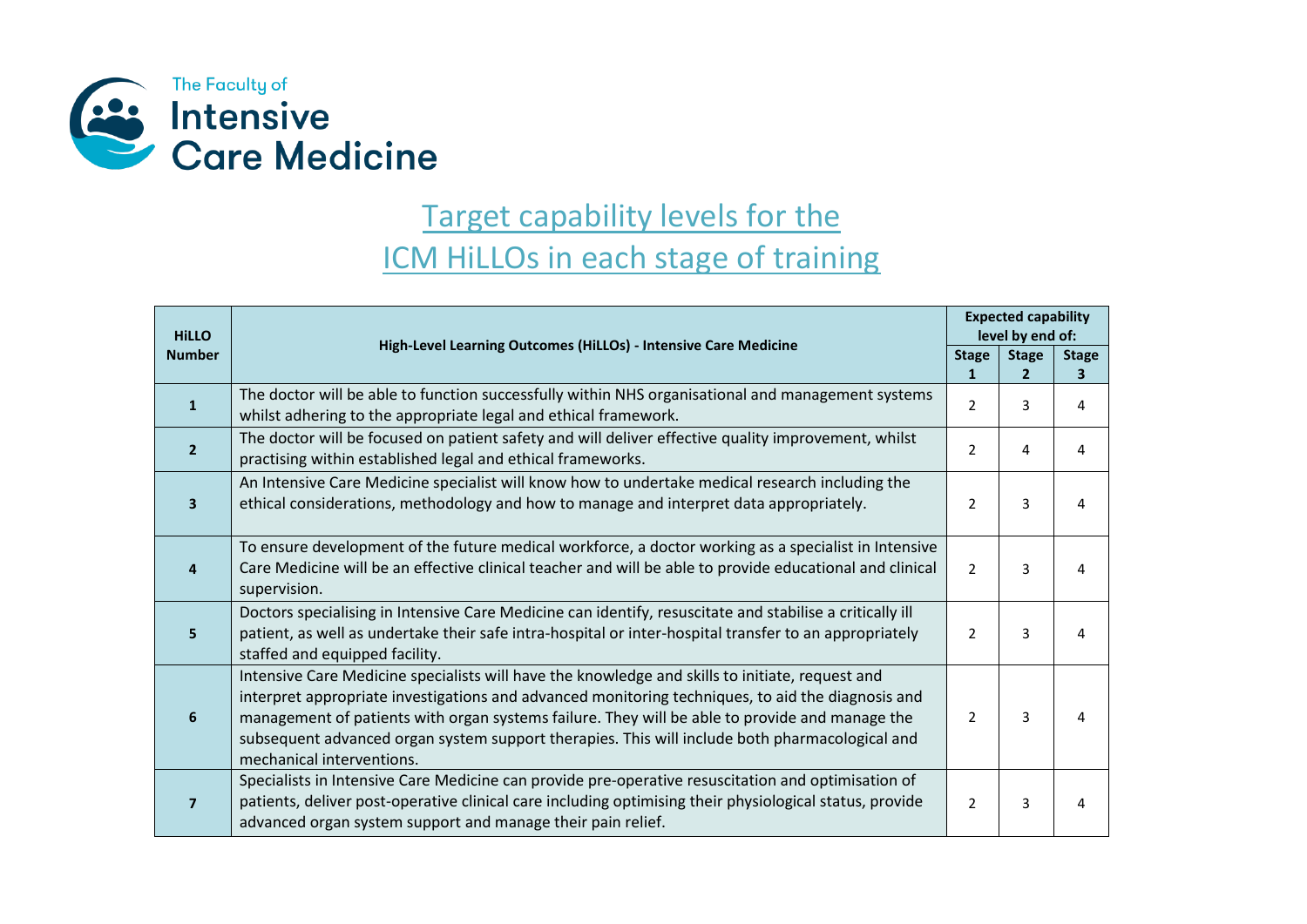The Faculty of Intensive Care Medicine

# Target capability levels for the ICM HiLLOs in each stage of training

| HiLLO Number | High-Level Learning Outcomes (HiLLOs) - Intensive Care Medicine | Expected capability level by end of: | | |
|---|---|---|---|---|
| | | Stage 1 | Stage 2 | Stage 3 |
| 1 | The doctor will be able to function successfully within NHS organisational and management systems whilst adhering to the appropriate legal and ethical framework. | 2 | 3 | 4 |
| 2 | The doctor will be focused on patient safety and will deliver effective quality improvement, whilst practising within established legal and ethical frameworks. | 2 | 4 | 4 |
| 3 | An Intensive Care Medicine specialist will know how to undertake medical research including the ethical considerations, methodology and how to manage and interpret data appropriately. | 2 | 3 | 4 |
| 4 | To ensure development of the future medical workforce, a doctor working as a specialist in Intensive Care Medicine will be an effective clinical teacher and will be able to provide educational and clinical supervision. | 2 | 3 | 4 |
| 5 | Doctors specialising in Intensive Care Medicine can identify, resuscitate and stabilise a critically ill patient, as well as undertake their safe intra-hospital or inter-hospital transfer to an appropriately staffed and equipped facility. | 2 | 3 | 4 |
| 6 | Intensive Care Medicine specialists will have the knowledge and skills to initiate, request and interpret appropriate investigations and advanced monitoring techniques, to aid the diagnosis and management of patients with organ systems failure. They will be able to provide and manage the subsequent advanced organ system support therapies. This will include both pharmacological and mechanical interventions. | 2 | 3 | 4 |
| 7 | Specialists in Intensive Care Medicine can provide pre-operative resuscitation and optimisation of patients, deliver post-operative clinical care including optimising their physiological status, provide advanced organ system support and manage their pain relief. | 2 | 3 | 4 |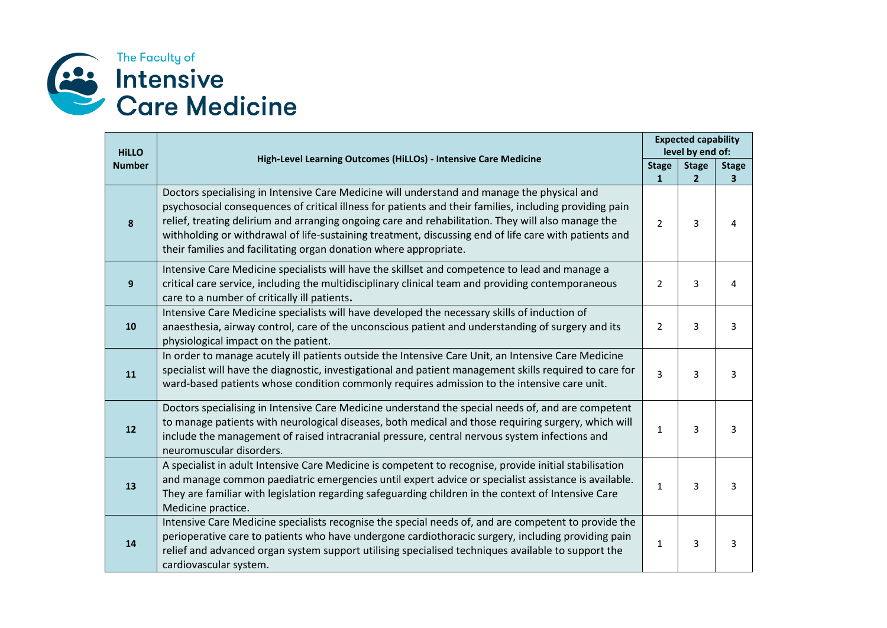| HiLLO Number | High-Level Learning Outcomes (HiLLOs) - Intensive Care Medicine | Expected capability level by end of: | | |
|---|---|---|---|---|
| | | Stage 1 | Stage 2 | Stage 3 |
| 8 | Doctors specialising in Intensive Care Medicine will understand and manage the physical and psychosocial consequences of critical illness for patients and their families, including providing pain relief, treating delirium and arranging ongoing care and rehabilitation. They will also manage the withholding or withdrawal of life-sustaining treatment, discussing end of life care with patients and their families and facilitating organ donation where appropriate. | 2 | 3 | 4 |
| 9 | Intensive Care Medicine specialists will have the skillset and competence to lead and manage a critical care service, including the multidisciplinary clinical team and providing contemporaneous care to a number of critically ill patients. | 2 | 3 | 4 |
| 10 | Intensive Care Medicine specialists will have developed the necessary skills of induction of anaesthesia, airway control, care of the unconscious patient and understanding of surgery and its physiological impact on the patient. | 2 | 3 | 3 |
| 11 | In order to manage acutely ill patients outside the Intensive Care Unit, an Intensive Care Medicine specialist will have the diagnostic, investigational and patient management skills required to care for ward-based patients whose condition commonly requires admission to the intensive care unit. | 3 | 3 | 3 |
| 12 | Doctors specialising in Intensive Care Medicine understand the special needs of, and are competent to manage patients with neurological diseases, both medical and those requiring surgery, which will include the management of raised intracranial pressure, central nervous system infections and neuromuscular disorders. | 1 | 3 | 3 |
| 13 | A specialist in adult Intensive Care Medicine is competent to recognise, provide initial stabilisation and manage common paediatric emergencies until expert advice or specialist assistance is available. They are familiar with legislation regarding safeguarding children in the context of Intensive Care Medicine practice. | 1 | 3 | 3 |
| 14 | Intensive Care Medicine specialists recognise the special needs of, and are competent to provide the perioperative care to patients who have undergone cardiothoracic surgery, including providing pain relief and advanced organ system support utilising specialised techniques available to support the cardiovascular system. | 1 | 3 | 3 |